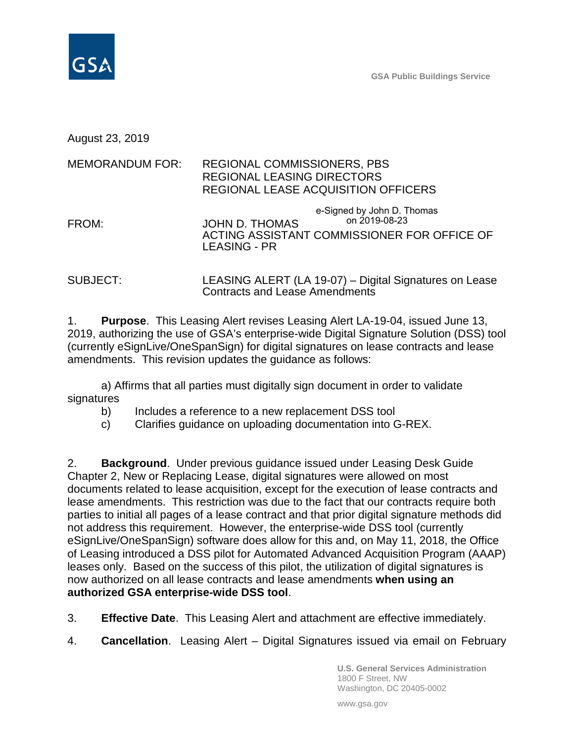August 23, 2019

MEMORANDUM FOR: REGIONAL COMMISSIONERS, PBS
REGIONAL LEASING DIRECTORS
REGIONAL LEASE ACQUISITION OFFICERS

FROM: JOHN D. THOMAS
ACTING ASSISTANT COMMISSIONER FOR OFFICE OF LEASING - PR

e-Signed by John D. Thomas on 2019-08-23

SUBJECT: LEASING ALERT (LA 19-07) – Digital Signatures on Lease Contracts and Lease Amendments

1. **Purpose**. This Leasing Alert revises Leasing Alert LA-19-04, issued June 13, 2019, authorizing the use of GSA's enterprise-wide Digital Signature Solution (DSS) tool (currently eSignLive/OneSpanSign) for digital signatures on lease contracts and lease amendments. This revision updates the guidance as follows:

   a) Affirms that all parties must digitally sign document in order to validate signatures
   b) Includes a reference to a new replacement DSS tool
   c) Clarifies guidance on uploading documentation into G-REX.

2. **Background**. Under previous guidance issued under Leasing Desk Guide Chapter 2, New or Replacing Lease, digital signatures were allowed on most documents related to lease acquisition, except for the execution of lease contracts and lease amendments. This restriction was due to the fact that our contracts require both parties to initial all pages of a lease contract and that prior digital signature methods did not address this requirement. However, the enterprise-wide DSS tool (currently eSignLive/OneSpanSign) software does allow for this and, on May 11, 2018, the Office of Leasing introduced a DSS pilot for Automated Advanced Acquisition Program (AAAP) leases only. Based on the success of this pilot, the utilization of digital signatures is now authorized on all lease contracts and lease amendments **when using an authorized GSA enterprise-wide DSS tool**.

3. **Effective Date**. This Leasing Alert and attachment are effective immediately.

4. **Cancellation**. Leasing Alert – Digital Signatures issued via email on February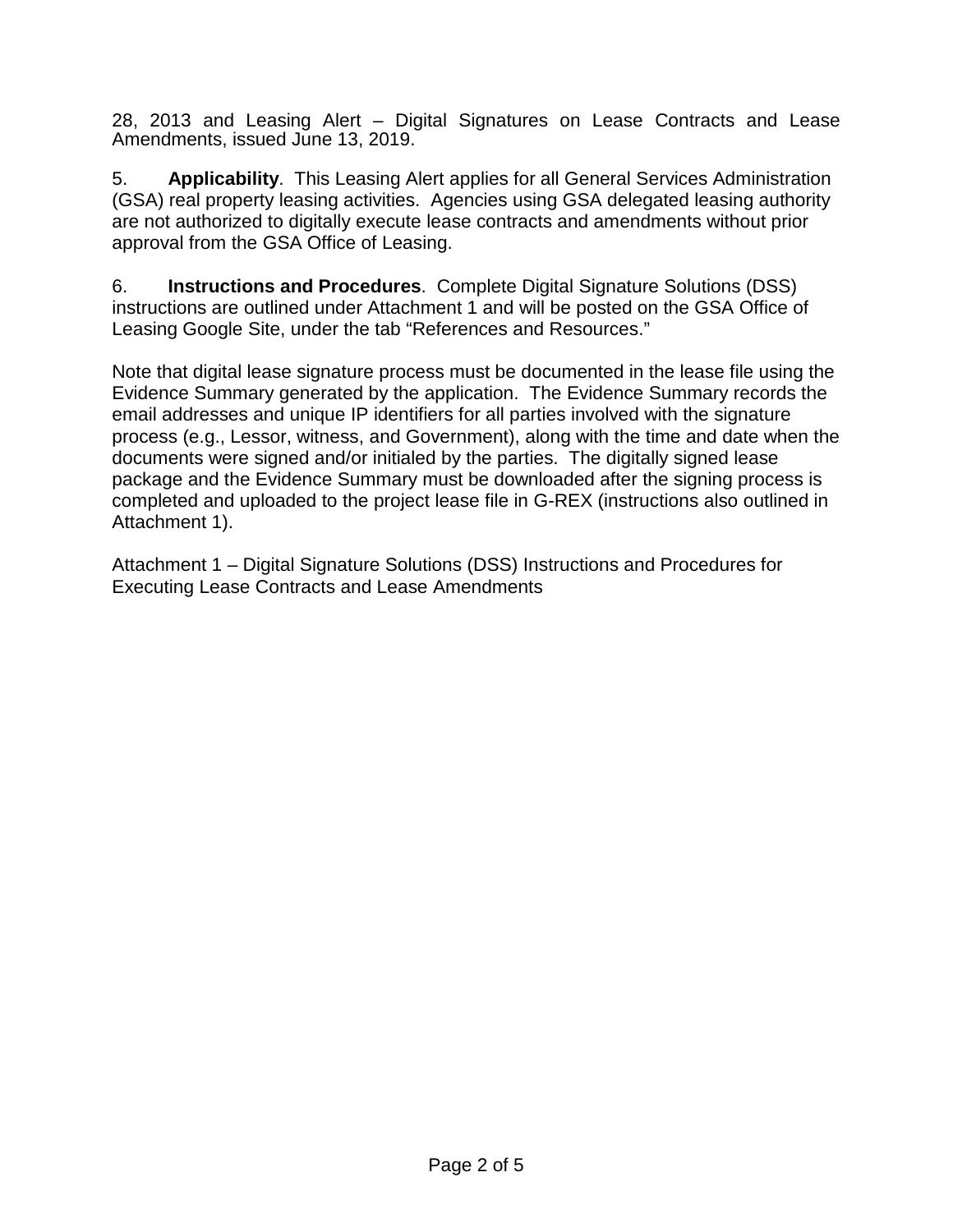28, 2013 and Leasing Alert – Digital Signatures on Lease Contracts and Lease Amendments, issued June 13, 2019.

5. **Applicability**. This Leasing Alert applies for all General Services Administration (GSA) real property leasing activities. Agencies using GSA delegated leasing authority are not authorized to digitally execute lease contracts and amendments without prior approval from the GSA Office of Leasing.

6. **Instructions and Procedures**. Complete Digital Signature Solutions (DSS) instructions are outlined under Attachment 1 and will be posted on the GSA Office of Leasing Google Site, under the tab "References and Resources."

Note that digital lease signature process must be documented in the lease file using the Evidence Summary generated by the application. The Evidence Summary records the email addresses and unique IP identifiers for all parties involved with the signature process (e.g., Lessor, witness, and Government), along with the time and date when the documents were signed and/or initialed by the parties. The digitally signed lease package and the Evidence Summary must be downloaded after the signing process is completed and uploaded to the project lease file in G-REX (instructions also outlined in Attachment 1).

Attachment 1 – Digital Signature Solutions (DSS) Instructions and Procedures for Executing Lease Contracts and Lease Amendments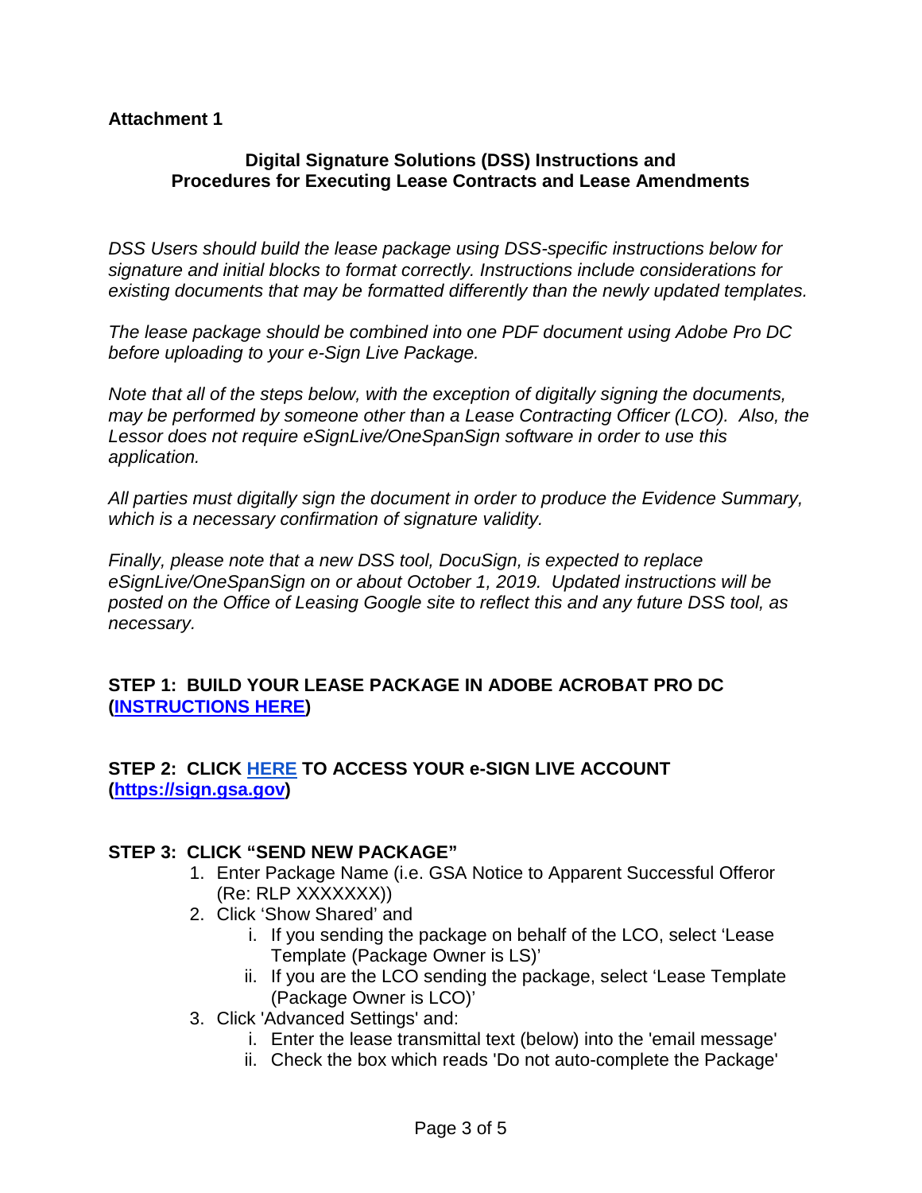**Attachment 1**

## Digital Signature Solutions (DSS) Instructions and Procedures for Executing Lease Contracts and Lease Amendments

*DSS Users should build the lease package using DSS-specific instructions below for signature and initial blocks to format correctly. Instructions include considerations for existing documents that may be formatted differently than the newly updated templates.*

*The lease package should be combined into one PDF document using Adobe Pro DC before uploading to your e-Sign Live Package.*

*Note that all of the steps below, with the exception of digitally signing the documents, may be performed by someone other than a Lease Contracting Officer (LCO). Also, the Lessor does not require eSignLive/OneSpanSign software in order to use this application.*

*All parties must digitally sign the document in order to produce the Evidence Summary, which is a necessary confirmation of signature validity.*

*Finally, please note that a new DSS tool, DocuSign, is expected to replace eSignLive/OneSpanSign on or about October 1, 2019. Updated instructions will be posted on the Office of Leasing Google site to reflect this and any future DSS tool, as necessary.*

### STEP 1: BUILD YOUR LEASE PACKAGE IN ADOBE ACROBAT PRO DC (INSTRUCTIONS HERE)

### STEP 2: CLICK HERE TO ACCESS YOUR e-SIGN LIVE ACCOUNT (https://sign.gsa.gov)

### STEP 3: CLICK "SEND NEW PACKAGE"

1. Enter Package Name (i.e. GSA Notice to Apparent Successful Offeror (Re: RLP XXXXXXX))
2. Click 'Show Shared' and
    i. If you sending the package on behalf of the LCO, select 'Lease Template (Package Owner is LS)'
    ii. If you are the LCO sending the package, select 'Lease Template (Package Owner is LCO)'
3. Click 'Advanced Settings' and:
    i. Enter the lease transmittal text (below) into the 'email message'
    ii. Check the box which reads 'Do not auto-complete the Package'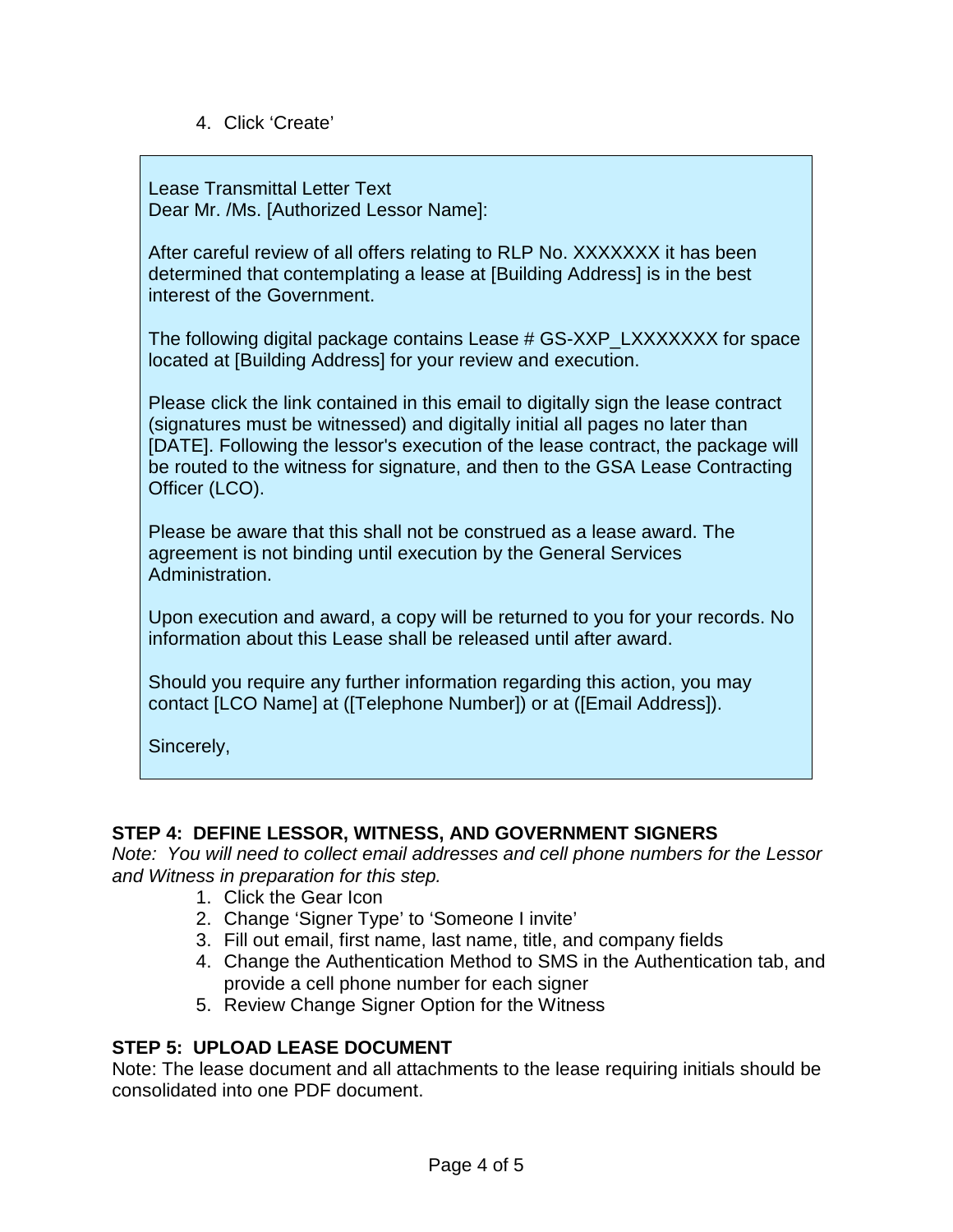4. Click ‘Create’

> Lease Transmittal Letter Text
> Dear Mr. /Ms. [Authorized Lessor Name]:
>
> After careful review of all offers relating to RLP No. XXXXXXX it has been determined that contemplating a lease at [Building Address] is in the best interest of the Government.
>
> The following digital package contains Lease # GS-XXP_LXXXXXXX for space located at [Building Address] for your review and execution.
>
> Please click the link contained in this email to digitally sign the lease contract (signatures must be witnessed) and digitally initial all pages no later than [DATE]. Following the lessor's execution of the lease contract, the package will be routed to the witness for signature, and then to the GSA Lease Contracting Officer (LCO).
>
> Please be aware that this shall not be construed as a lease award. The agreement is not binding until execution by the General Services Administration.
>
> Upon execution and award, a copy will be returned to you for your records. No information about this Lease shall be released until after award.
>
> Should you require any further information regarding this action, you may contact [LCO Name] at ([Telephone Number]) or at ([Email Address]).
>
> Sincerely,

**STEP 4: DEFINE LESSOR, WITNESS, AND GOVERNMENT SIGNERS**

*Note: You will need to collect email addresses and cell phone numbers for the Lessor and Witness in preparation for this step.*

1. Click the Gear Icon
2. Change ‘Signer Type’ to ‘Someone I invite’
3. Fill out email, first name, last name, title, and company fields
4. Change the Authentication Method to SMS in the Authentication tab, and provide a cell phone number for each signer
5. Review Change Signer Option for the Witness

**STEP 5: UPLOAD LEASE DOCUMENT**

Note: The lease document and all attachments to the lease requiring initials should be consolidated into one PDF document.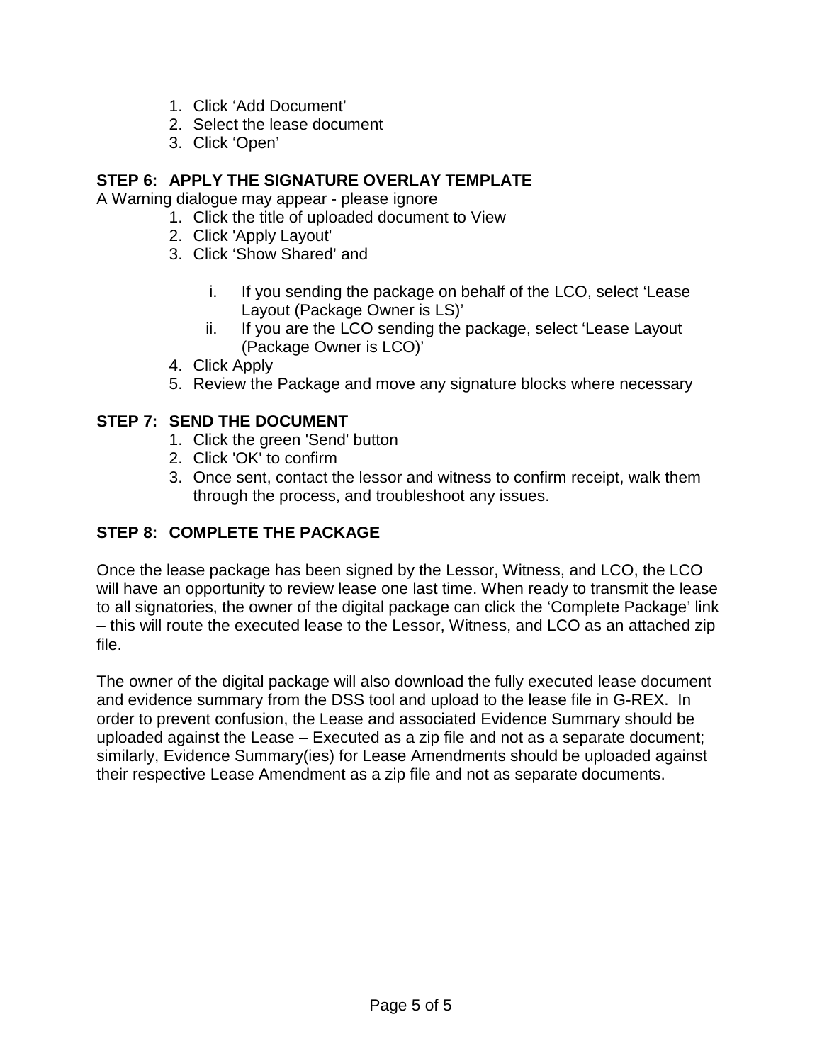1. Click ‘Add Document’
2. Select the lease document
3. Click ‘Open’

**STEP 6: APPLY THE SIGNATURE OVERLAY TEMPLATE**

A Warning dialogue may appear - please ignore

1. Click the title of uploaded document to View
2. Click 'Apply Layout'
3. Click ‘Show Shared’ and
   i. If you sending the package on behalf of the LCO, select ‘Lease Layout (Package Owner is LS)’
   ii. If you are the LCO sending the package, select ‘Lease Layout (Package Owner is LCO)’
4. Click Apply
5. Review the Package and move any signature blocks where necessary

**STEP 7: SEND THE DOCUMENT**

1. Click the green 'Send' button
2. Click 'OK' to confirm
3. Once sent, contact the lessor and witness to confirm receipt, walk them through the process, and troubleshoot any issues.

**STEP 8: COMPLETE THE PACKAGE**

Once the lease package has been signed by the Lessor, Witness, and LCO, the LCO will have an opportunity to review lease one last time. When ready to transmit the lease to all signatories, the owner of the digital package can click the ‘Complete Package’ link – this will route the executed lease to the Lessor, Witness, and LCO as an attached zip file.

The owner of the digital package will also download the fully executed lease document and evidence summary from the DSS tool and upload to the lease file in G-REX. In order to prevent confusion, the Lease and associated Evidence Summary should be uploaded against the Lease – Executed as a zip file and not as a separate document; similarly, Evidence Summary(ies) for Lease Amendments should be uploaded against their respective Lease Amendment as a zip file and not as separate documents.